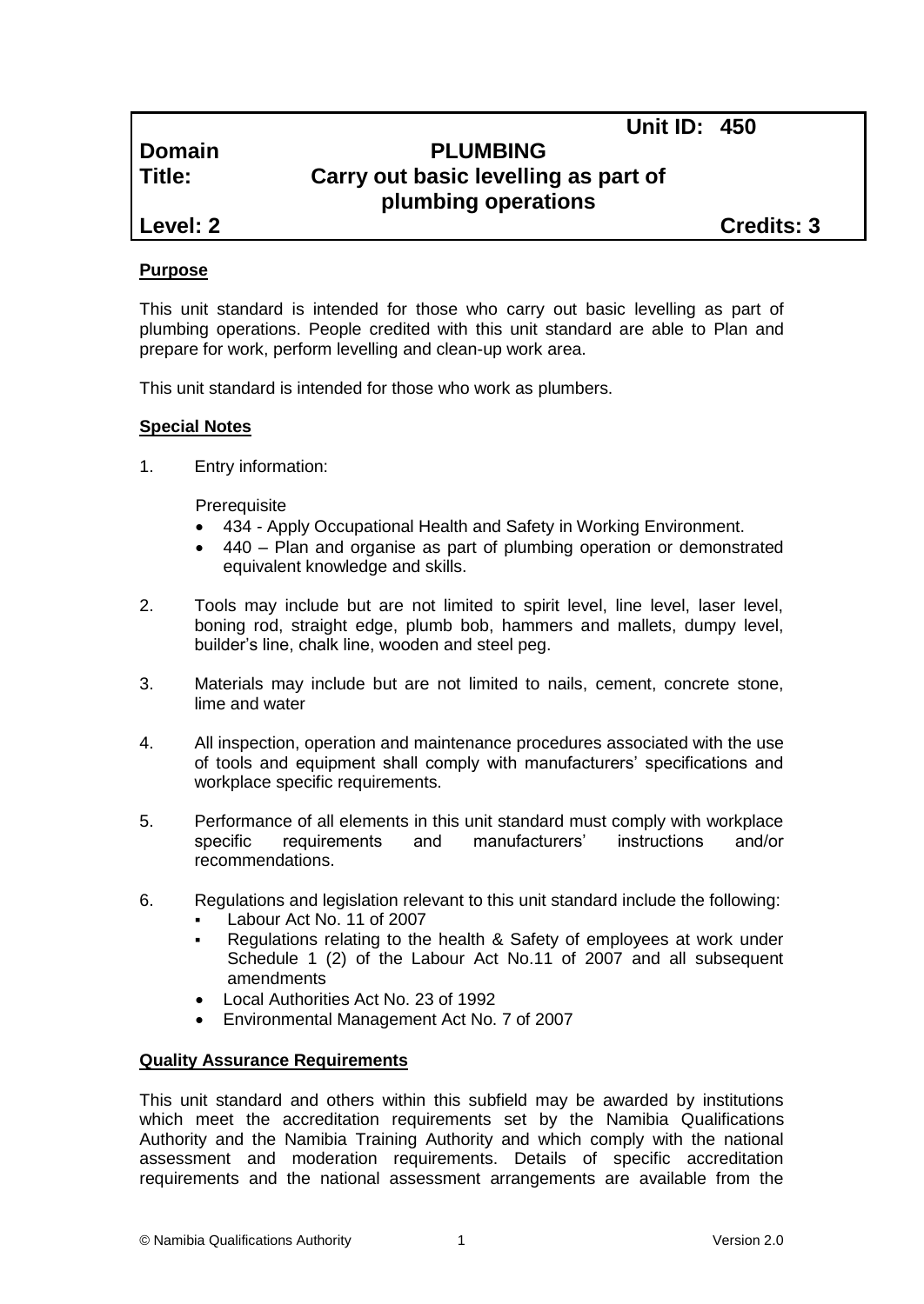| | Unit ID: 450 | |
|---|---|---|
| **Domain** | **PLUMBING** | |
| **Title:** | **Carry out basic levelling as part of plumbing operations** | |
| **Level: 2** | | **Credits: 3** |

**Purpose**

This unit standard is intended for those who carry out basic levelling as part of plumbing operations. People credited with this unit standard are able to Plan and prepare for work, perform levelling and clean-up work area.

This unit standard is intended for those who work as plumbers.

**Special Notes**

1. Entry information:

   Prerequisite
   - 434 - Apply Occupational Health and Safety in Working Environment.
   - 440 – Plan and organise as part of plumbing operation or demonstrated equivalent knowledge and skills.

2. Tools may include but are not limited to spirit level, line level, laser level, boning rod, straight edge, plumb bob, hammers and mallets, dumpy level, builder's line, chalk line, wooden and steel peg.

3. Materials may include but are not limited to nails, cement, concrete stone, lime and water

4. All inspection, operation and maintenance procedures associated with the use of tools and equipment shall comply with manufacturers' specifications and workplace specific requirements.

5. Performance of all elements in this unit standard must comply with workplace specific requirements and manufacturers' instructions and/or recommendations.

6. Regulations and legislation relevant to this unit standard include the following:
   - Labour Act No. 11 of 2007
   - Regulations relating to the health & Safety of employees at work under Schedule 1 (2) of the Labour Act No.11 of 2007 and all subsequent amendments
   - Local Authorities Act No. 23 of 1992
   - Environmental Management Act No. 7 of 2007

**Quality Assurance Requirements**

This unit standard and others within this subfield may be awarded by institutions which meet the accreditation requirements set by the Namibia Qualifications Authority and the Namibia Training Authority and which comply with the national assessment and moderation requirements. Details of specific accreditation requirements and the national assessment arrangements are available from the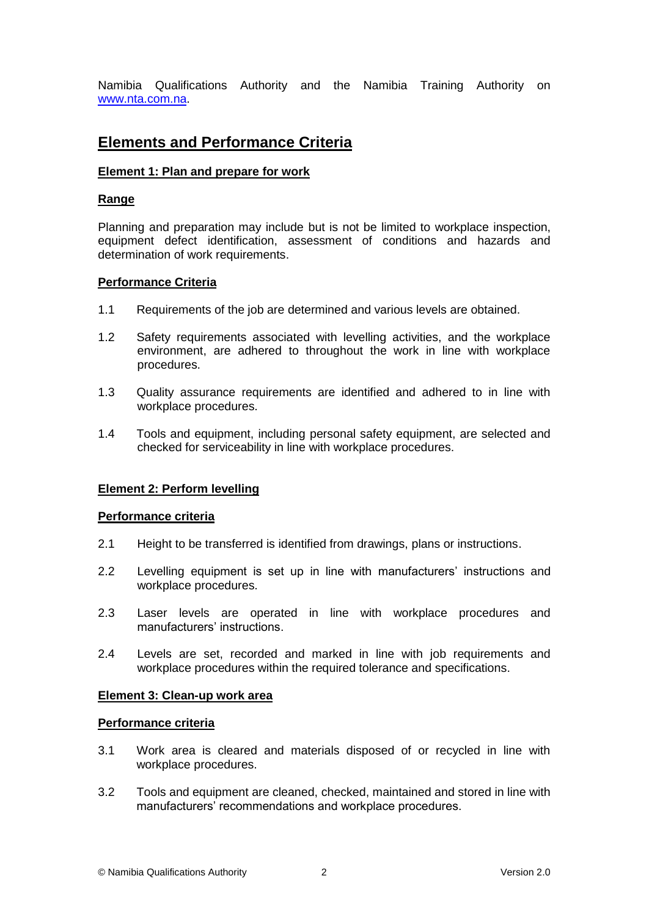Namibia Qualifications Authority and the Namibia Training Authority on [www.nta.com.na](http://www.nta.com.na).

## Elements and Performance Criteria

### Element 1: Plan and prepare for work

#### Range

Planning and preparation may include but is not be limited to workplace inspection, equipment defect identification, assessment of conditions and hazards and determination of work requirements.

#### Performance Criteria

1.1 Requirements of the job are determined and various levels are obtained.

1.2 Safety requirements associated with levelling activities, and the workplace environment, are adhered to throughout the work in line with workplace procedures.

1.3 Quality assurance requirements are identified and adhered to in line with workplace procedures.

1.4 Tools and equipment, including personal safety equipment, are selected and checked for serviceability in line with workplace procedures.

### Element 2: Perform levelling

#### Performance criteria

2.1 Height to be transferred is identified from drawings, plans or instructions.

2.2 Levelling equipment is set up in line with manufacturers' instructions and workplace procedures.

2.3 Laser levels are operated in line with workplace procedures and manufacturers' instructions.

2.4 Levels are set, recorded and marked in line with job requirements and workplace procedures within the required tolerance and specifications.

### Element 3: Clean-up work area

#### Performance criteria

3.1 Work area is cleared and materials disposed of or recycled in line with workplace procedures.

3.2 Tools and equipment are cleaned, checked, maintained and stored in line with manufacturers' recommendations and workplace procedures.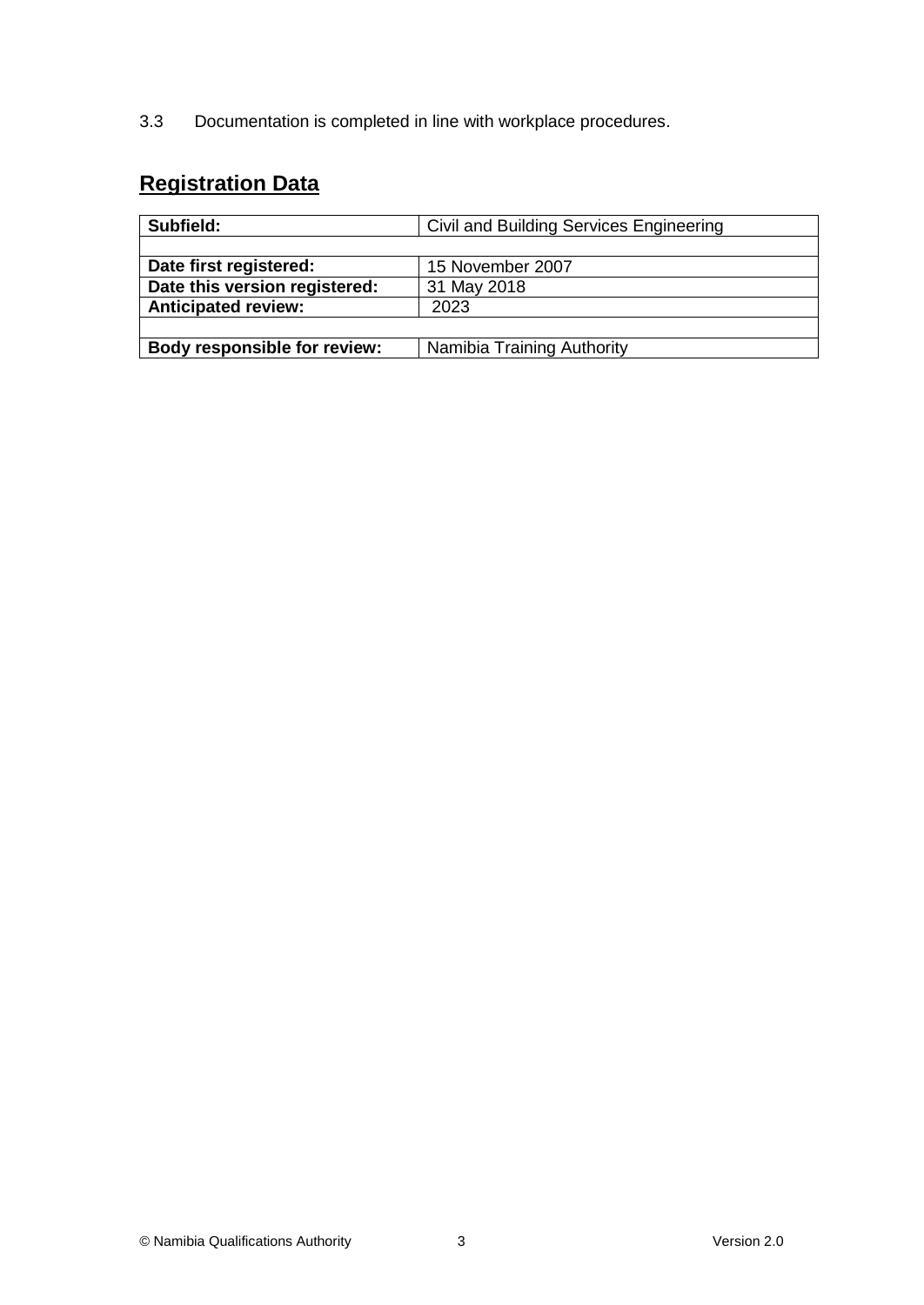3.3 Documentation is completed in line with workplace procedures.

## Registration Data

| | |
|---|---|
| **Subfield:** | Civil and Building Services Engineering |
| | |
| **Date first registered:** | 15 November 2007 |
| **Date this version registered:** | 31 May 2018 |
| **Anticipated review:** | 2023 |
| | |
| **Body responsible for review:** | Namibia Training Authority |